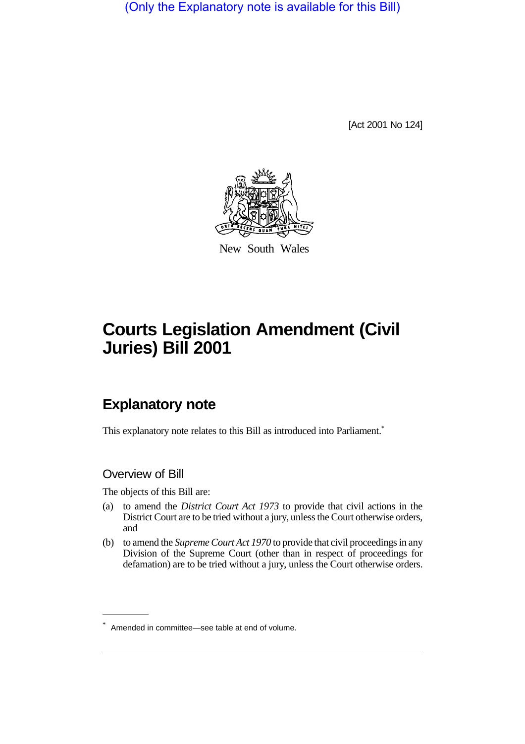(Only the Explanatory note is available for this Bill)

[Act 2001 No 124]

New South Wales

# Courts Legislation Amendment (Civil Juries) Bill 2001

## Explanatory note

This explanatory note relates to this Bill as introduced into Parliament.*

### Overview of Bill

The objects of this Bill are:

(a) to amend the *District Court Act 1973* to provide that civil actions in the District Court are to be tried without a jury, unless the Court otherwise orders, and

(b) to amend the *Supreme Court Act 1970* to provide that civil proceedings in any Division of the Supreme Court (other than in respect of proceedings for defamation) are to be tried without a jury, unless the Court otherwise orders.

* Amended in committee—see table at end of volume.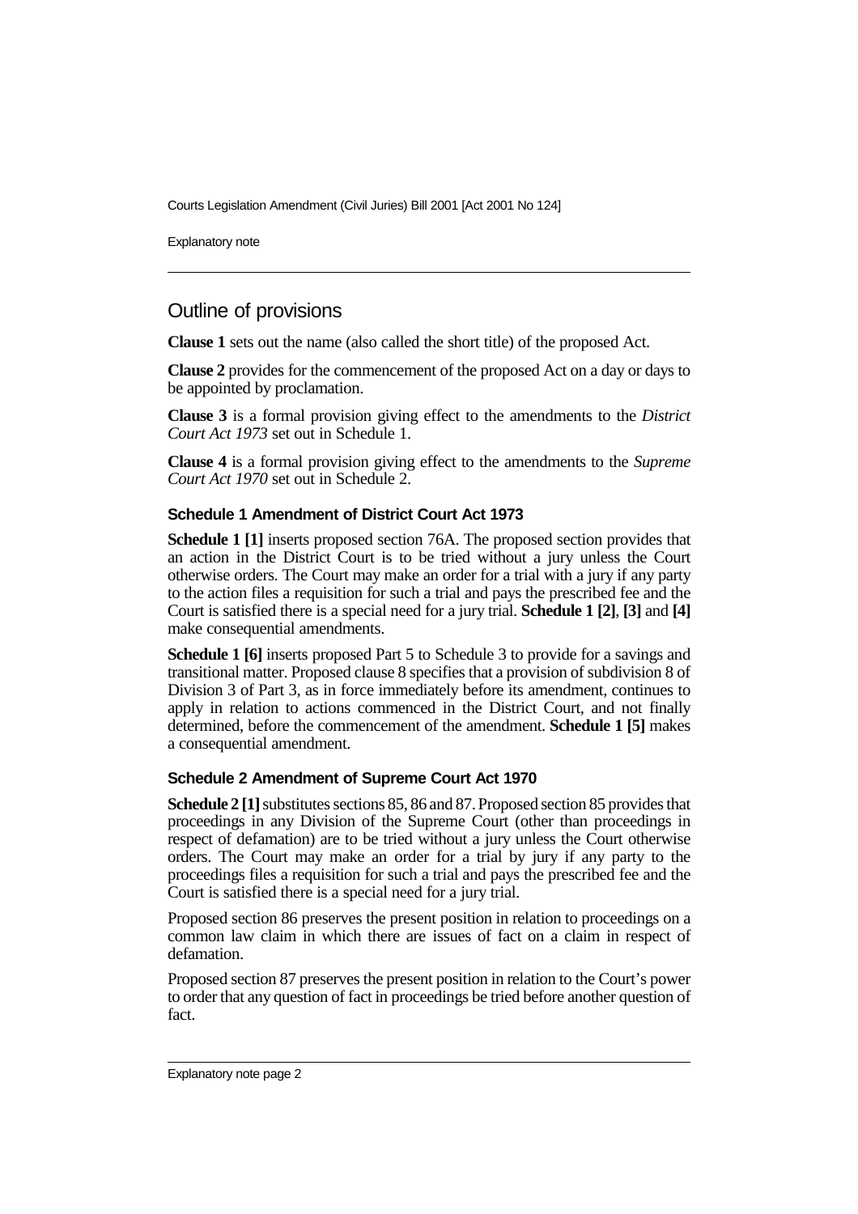## Outline of provisions

**Clause 1** sets out the name (also called the short title) of the proposed Act.

**Clause 2** provides for the commencement of the proposed Act on a day or days to be appointed by proclamation.

**Clause 3** is a formal provision giving effect to the amendments to the *District Court Act 1973* set out in Schedule 1.

**Clause 4** is a formal provision giving effect to the amendments to the *Supreme Court Act 1970* set out in Schedule 2.

### Schedule 1 Amendment of District Court Act 1973

**Schedule 1 [1]** inserts proposed section 76A. The proposed section provides that an action in the District Court is to be tried without a jury unless the Court otherwise orders. The Court may make an order for a trial with a jury if any party to the action files a requisition for such a trial and pays the prescribed fee and the Court is satisfied there is a special need for a jury trial. **Schedule 1 [2]**, **[3]** and **[4]** make consequential amendments.

**Schedule 1 [6]** inserts proposed Part 5 to Schedule 3 to provide for a savings and transitional matter. Proposed clause 8 specifies that a provision of subdivision 8 of Division 3 of Part 3, as in force immediately before its amendment, continues to apply in relation to actions commenced in the District Court, and not finally determined, before the commencement of the amendment. **Schedule 1 [5]** makes a consequential amendment.

### Schedule 2 Amendment of Supreme Court Act 1970

**Schedule 2 [1]** substitutes sections 85, 86 and 87. Proposed section 85 provides that proceedings in any Division of the Supreme Court (other than proceedings in respect of defamation) are to be tried without a jury unless the Court otherwise orders. The Court may make an order for a trial by jury if any party to the proceedings files a requisition for such a trial and pays the prescribed fee and the Court is satisfied there is a special need for a jury trial.

Proposed section 86 preserves the present position in relation to proceedings on a common law claim in which there are issues of fact on a claim in respect of defamation.

Proposed section 87 preserves the present position in relation to the Court's power to order that any question of fact in proceedings be tried before another question of fact.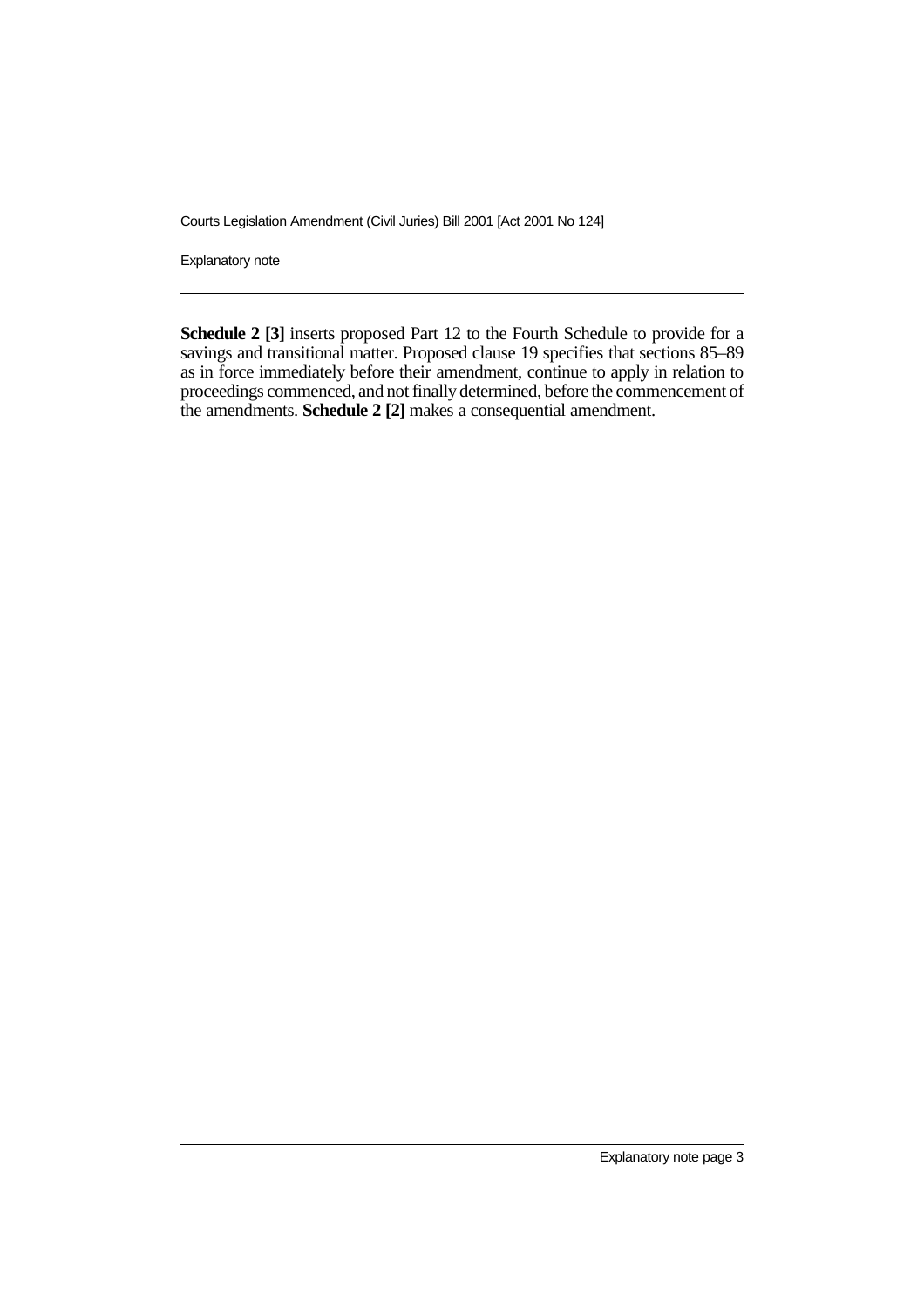**Schedule 2 [3]** inserts proposed Part 12 to the Fourth Schedule to provide for a savings and transitional matter. Proposed clause 19 specifies that sections 85–89 as in force immediately before their amendment, continue to apply in relation to proceedings commenced, and not finally determined, before the commencement of the amendments. **Schedule 2 [2]** makes a consequential amendment.